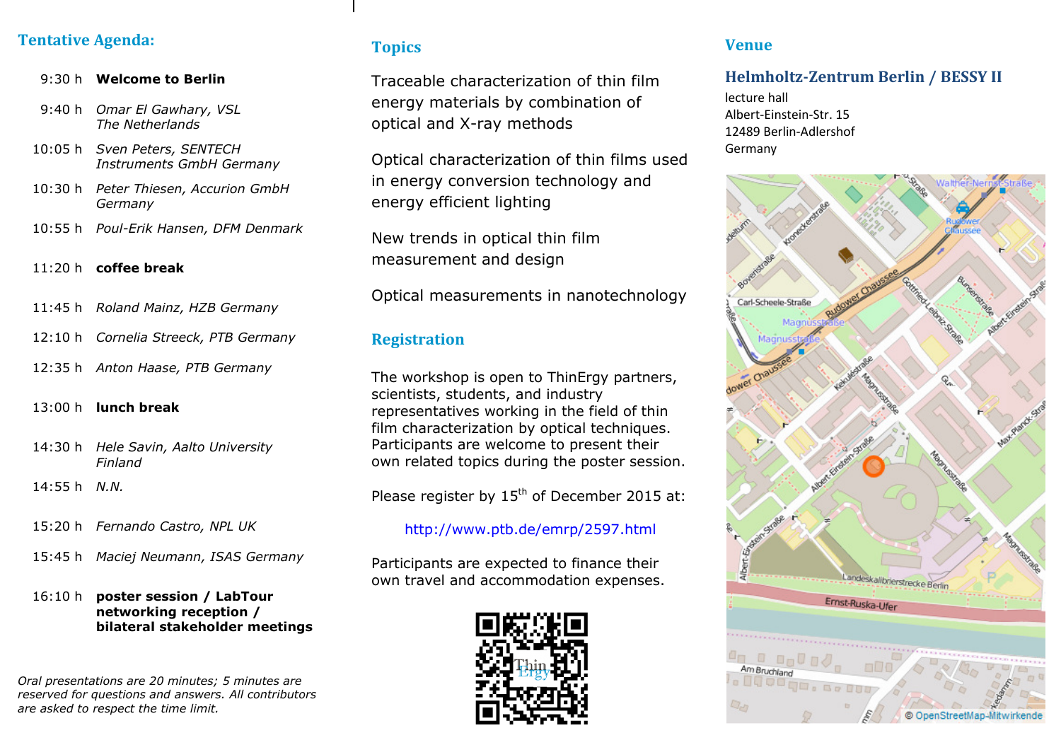## Tentative Agenda:

| | |
|---|---|
| 9:30 h | **Welcome to Berlin** |
| 9:40 h | *Omar El Gawhary, VSL The Netherlands* |
| 10:05 h | *Sven Peters, SENTECH Instruments GmbH Germany* |
| 10:30 h | *Peter Thiesen, Accurion GmbH Germany* |
| 10:55 h | *Poul-Erik Hansen, DFM Denmark* |
| 11:20 h | **coffee break** |
| 11:45 h | *Roland Mainz, HZB Germany* |
| 12:10 h | *Cornelia Streeck, PTB Germany* |
| 12:35 h | *Anton Haase, PTB Germany* |
| 13:00 h | **lunch break** |
| 14:30 h | *Hele Savin, Aalto University Finland* |
| 14:55 h | *N.N.* |
| 15:20 h | *Fernando Castro, NPL UK* |
| 15:45 h | *Maciej Neumann, ISAS Germany* |
| 16:10 h | **poster session / LabTour networking reception / bilateral stakeholder meetings** |

*Oral presentations are 20 minutes; 5 minutes are reserved for questions and answers. All contributors are asked to respect the time limit.*

## Topics

Traceable characterization of thin film energy materials by combination of optical and X-ray methods

Optical characterization of thin films used in energy conversion technology and energy efficient lighting

New trends in optical thin film measurement and design

Optical measurements in nanotechnology

## Registration

The workshop is open to ThinErgy partners, scientists, students, and industry representatives working in the field of thin film characterization by optical techniques. Participants are welcome to present their own related topics during the poster session.

Please register by 15th of December 2015 at:

http://www.ptb.de/emrp/2597.html

Participants are expected to finance their own travel and accommodation expenses.

## Venue

### Helmholtz-Zentrum Berlin / BESSY II

lecture hall
Albert-Einstein-Str. 15
12489 Berlin-Adlershof
Germany

© OpenStreetMap-Mitwirkende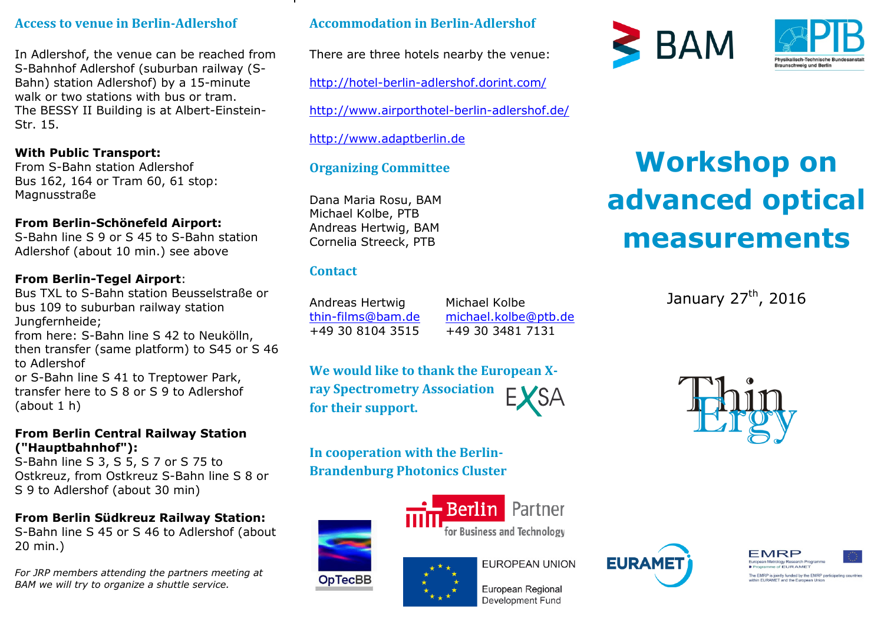## Access to venue in Berlin-Adlershof

In Adlershof, the venue can be reached from S-Bahnhof Adlershof (suburban railway (S-Bahn) station Adlershof) by a 15-minute walk or two stations with bus or tram.
The BESSY II Building is at Albert-Einstein-Str. 15.

**With Public Transport:**
From S-Bahn station Adlershof
Bus 162, 164 or Tram 60, 61 stop: Magnusstraße

**From Berlin-Schönefeld Airport:**
S-Bahn line S 9 or S 45 to S-Bahn station Adlershof (about 10 min.) see above

**From Berlin-Tegel Airport**:
Bus TXL to S-Bahn station Beusselstraße or bus 109 to suburban railway station Jungfernheide;
from here: S-Bahn line S 42 to Neukölln, then transfer (same platform) to S45 or S 46 to Adlershof
or S-Bahn line S 41 to Treptower Park, transfer here to S 8 or S 9 to Adlershof (about 1 h)

**From Berlin Central Railway Station ("Hauptbahnhof"):**
S-Bahn line S 3, S 5, S 7 or S 75 to Ostkreuz, from Ostkreuz S-Bahn line S 8 or S 9 to Adlershof (about 30 min)

**From Berlin Südkreuz Railway Station:**
S-Bahn line S 45 or S 46 to Adlershof (about 20 min.)

*For JRP members attending the partners meeting at BAM we will try to organize a shuttle service.*

## Accommodation in Berlin-Adlershof

There are three hotels nearby the venue:

http://hotel-berlin-adlershof.dorint.com/

http://www.airporthotel-berlin-adlershof.de/

http://www.adaptberlin.de

## Organizing Committee

Dana Maria Rosu, BAM
Michael Kolbe, PTB
Andreas Hertwig, BAM
Cornelia Streeck, PTB

## Contact

| | |
|---|---|
| Andreas Hertwig | Michael Kolbe |
| thin-films@bam.de | michael.kolbe@ptb.de |
| +49 30 8104 3515 | +49 30 3481 7131 |

**We would like to thank the European X-ray Spectrometry Association for their support.**

EXSA

**In cooperation with the Berlin-Brandenburg Photonics Cluster**

OpTecBB

Berlin Partner for Business and Technology

EUROPEAN UNION
European Regional Development Fund

BAM

PTB
Physikalisch-Technische Bundesanstalt Braunschweig und Berlin

# Workshop on advanced optical measurements

January 27th, 2016

ThinErgy

EURAMET

EMRP
European Metrology Research Programme
Programme of EURAMET

The EMRP is jointly funded by the EMRP participating countries within EURAMET and the European Union